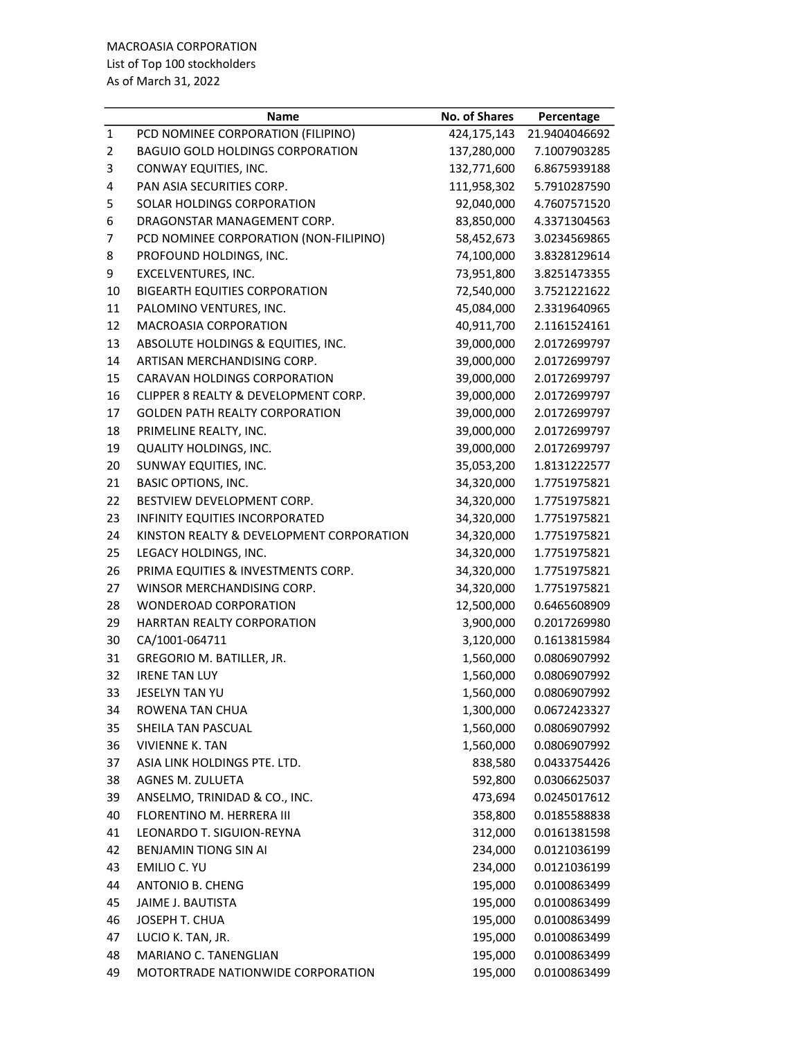MACROASIA CORPORATION
List of Top 100 stockholders
As of March 31, 2022

| | Name | No. of Shares | Percentage |
|---|---|---|---|
| 1 | PCD NOMINEE CORPORATION (FILIPINO) | 424,175,143 | 21.9404046692 |
| 2 | BAGUIO GOLD HOLDINGS CORPORATION | 137,280,000 | 7.1007903285 |
| 3 | CONWAY EQUITIES, INC. | 132,771,600 | 6.8675939188 |
| 4 | PAN ASIA SECURITIES CORP. | 111,958,302 | 5.7910287590 |
| 5 | SOLAR HOLDINGS CORPORATION | 92,040,000 | 4.7607571520 |
| 6 | DRAGONSTAR MANAGEMENT CORP. | 83,850,000 | 4.3371304563 |
| 7 | PCD NOMINEE CORPORATION (NON-FILIPINO) | 58,452,673 | 3.0234569865 |
| 8 | PROFOUND HOLDINGS, INC. | 74,100,000 | 3.8328129614 |
| 9 | EXCELVENTURES, INC. | 73,951,800 | 3.8251473355 |
| 10 | BIGEARTH EQUITIES CORPORATION | 72,540,000 | 3.7521221622 |
| 11 | PALOMINO VENTURES, INC. | 45,084,000 | 2.3319640965 |
| 12 | MACROASIA CORPORATION | 40,911,700 | 2.1161524161 |
| 13 | ABSOLUTE HOLDINGS & EQUITIES, INC. | 39,000,000 | 2.0172699797 |
| 14 | ARTISAN MERCHANDISING CORP. | 39,000,000 | 2.0172699797 |
| 15 | CARAVAN HOLDINGS CORPORATION | 39,000,000 | 2.0172699797 |
| 16 | CLIPPER 8 REALTY & DEVELOPMENT CORP. | 39,000,000 | 2.0172699797 |
| 17 | GOLDEN PATH REALTY CORPORATION | 39,000,000 | 2.0172699797 |
| 18 | PRIMELINE REALTY, INC. | 39,000,000 | 2.0172699797 |
| 19 | QUALITY HOLDINGS, INC. | 39,000,000 | 2.0172699797 |
| 20 | SUNWAY EQUITIES, INC. | 35,053,200 | 1.8131222577 |
| 21 | BASIC OPTIONS, INC. | 34,320,000 | 1.7751975821 |
| 22 | BESTVIEW DEVELOPMENT CORP. | 34,320,000 | 1.7751975821 |
| 23 | INFINITY EQUITIES INCORPORATED | 34,320,000 | 1.7751975821 |
| 24 | KINSTON REALTY & DEVELOPMENT CORPORATION | 34,320,000 | 1.7751975821 |
| 25 | LEGACY HOLDINGS, INC. | 34,320,000 | 1.7751975821 |
| 26 | PRIMA EQUITIES & INVESTMENTS CORP. | 34,320,000 | 1.7751975821 |
| 27 | WINSOR MERCHANDISING CORP. | 34,320,000 | 1.7751975821 |
| 28 | WONDEROAD CORPORATION | 12,500,000 | 0.6465608909 |
| 29 | HARRTAN REALTY CORPORATION | 3,900,000 | 0.2017269980 |
| 30 | CA/1001-064711 | 3,120,000 | 0.1613815984 |
| 31 | GREGORIO M. BATILLER, JR. | 1,560,000 | 0.0806907992 |
| 32 | IRENE TAN LUY | 1,560,000 | 0.0806907992 |
| 33 | JESELYN TAN YU | 1,560,000 | 0.0806907992 |
| 34 | ROWENA TAN CHUA | 1,300,000 | 0.0672423327 |
| 35 | SHEILA TAN PASCUAL | 1,560,000 | 0.0806907992 |
| 36 | VIVIENNE K. TAN | 1,560,000 | 0.0806907992 |
| 37 | ASIA LINK HOLDINGS PTE. LTD. | 838,580 | 0.0433754426 |
| 38 | AGNES M. ZULUETA | 592,800 | 0.0306625037 |
| 39 | ANSELMO, TRINIDAD & CO., INC. | 473,694 | 0.0245017612 |
| 40 | FLORENTINO M. HERRERA III | 358,800 | 0.0185588838 |
| 41 | LEONARDO T. SIGUION-REYNA | 312,000 | 0.0161381598 |
| 42 | BENJAMIN TIONG SIN AI | 234,000 | 0.0121036199 |
| 43 | EMILIO C. YU | 234,000 | 0.0121036199 |
| 44 | ANTONIO B. CHENG | 195,000 | 0.0100863499 |
| 45 | JAIME J. BAUTISTA | 195,000 | 0.0100863499 |
| 46 | JOSEPH T. CHUA | 195,000 | 0.0100863499 |
| 47 | LUCIO K. TAN, JR. | 195,000 | 0.0100863499 |
| 48 | MARIANO C. TANENGLIAN | 195,000 | 0.0100863499 |
| 49 | MOTORTRADE NATIONWIDE CORPORATION | 195,000 | 0.0100863499 |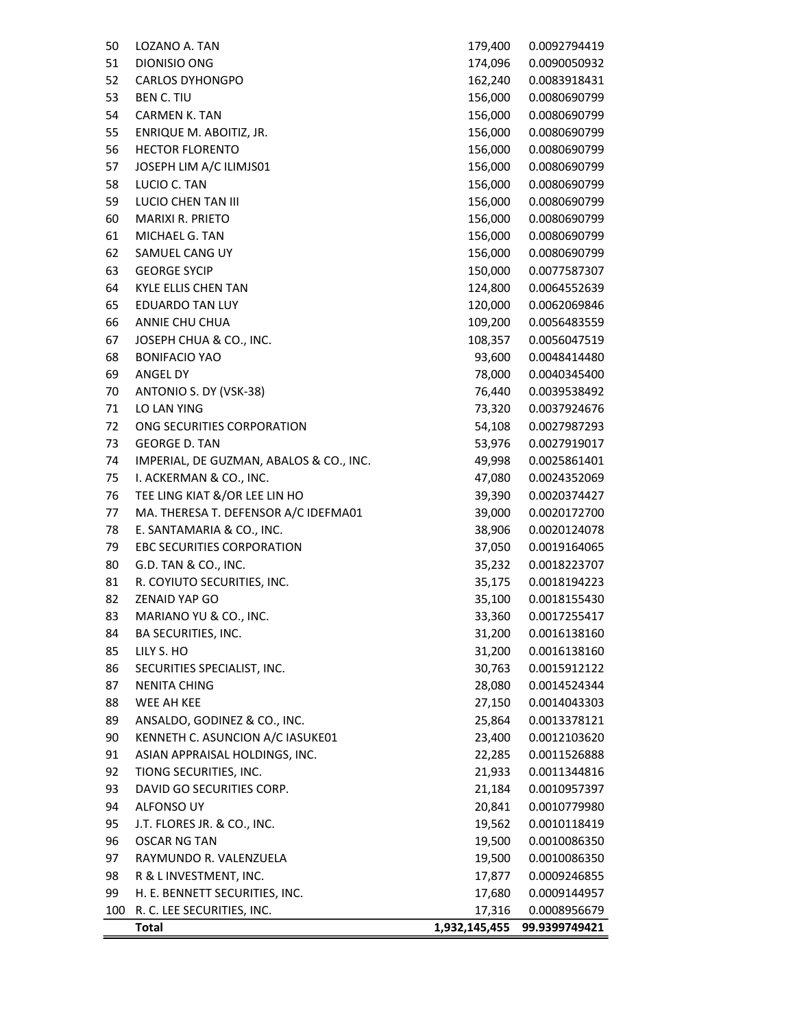| | | | |
|---|---|---|---|
| 50 | LOZANO A. TAN | 179,400 | 0.0092794419 |
| 51 | DIONISIO ONG | 174,096 | 0.0090050932 |
| 52 | CARLOS DYHONGPO | 162,240 | 0.0083918431 |
| 53 | BEN C. TIU | 156,000 | 0.0080690799 |
| 54 | CARMEN K. TAN | 156,000 | 0.0080690799 |
| 55 | ENRIQUE M. ABOITIZ, JR. | 156,000 | 0.0080690799 |
| 56 | HECTOR FLORENTO | 156,000 | 0.0080690799 |
| 57 | JOSEPH LIM A/C ILIMJS01 | 156,000 | 0.0080690799 |
| 58 | LUCIO C. TAN | 156,000 | 0.0080690799 |
| 59 | LUCIO CHEN TAN III | 156,000 | 0.0080690799 |
| 60 | MARIXI R. PRIETO | 156,000 | 0.0080690799 |
| 61 | MICHAEL G. TAN | 156,000 | 0.0080690799 |
| 62 | SAMUEL CANG UY | 156,000 | 0.0080690799 |
| 63 | GEORGE SYCIP | 150,000 | 0.0077587307 |
| 64 | KYLE ELLIS CHEN TAN | 124,800 | 0.0064552639 |
| 65 | EDUARDO TAN LUY | 120,000 | 0.0062069846 |
| 66 | ANNIE CHU CHUA | 109,200 | 0.0056483559 |
| 67 | JOSEPH CHUA & CO., INC. | 108,357 | 0.0056047519 |
| 68 | BONIFACIO YAO | 93,600 | 0.0048414480 |
| 69 | ANGEL DY | 78,000 | 0.0040345400 |
| 70 | ANTONIO S. DY (VSK-38) | 76,440 | 0.0039538492 |
| 71 | LO LAN YING | 73,320 | 0.0037924676 |
| 72 | ONG SECURITIES CORPORATION | 54,108 | 0.0027987293 |
| 73 | GEORGE D. TAN | 53,976 | 0.0027919017 |
| 74 | IMPERIAL, DE GUZMAN, ABALOS & CO., INC. | 49,998 | 0.0025861401 |
| 75 | I. ACKERMAN & CO., INC. | 47,080 | 0.0024352069 |
| 76 | TEE LING KIAT &/OR LEE LIN HO | 39,390 | 0.0020374427 |
| 77 | MA. THERESA T. DEFENSOR A/C IDEFMA01 | 39,000 | 0.0020172700 |
| 78 | E. SANTAMARIA & CO., INC. | 38,906 | 0.0020124078 |
| 79 | EBC SECURITIES CORPORATION | 37,050 | 0.0019164065 |
| 80 | G.D. TAN & CO., INC. | 35,232 | 0.0018223707 |
| 81 | R. COYIUTO SECURITIES, INC. | 35,175 | 0.0018194223 |
| 82 | ZENAID YAP GO | 35,100 | 0.0018155430 |
| 83 | MARIANO YU & CO., INC. | 33,360 | 0.0017255417 |
| 84 | BA SECURITIES, INC. | 31,200 | 0.0016138160 |
| 85 | LILY S. HO | 31,200 | 0.0016138160 |
| 86 | SECURITIES SPECIALIST, INC. | 30,763 | 0.0015912122 |
| 87 | NENITA CHING | 28,080 | 0.0014524344 |
| 88 | WEE AH KEE | 27,150 | 0.0014043303 |
| 89 | ANSALDO, GODINEZ & CO., INC. | 25,864 | 0.0013378121 |
| 90 | KENNETH C. ASUNCION A/C IASUKE01 | 23,400 | 0.0012103620 |
| 91 | ASIAN APPRAISAL HOLDINGS, INC. | 22,285 | 0.0011526888 |
| 92 | TIONG SECURITIES, INC. | 21,933 | 0.0011344816 |
| 93 | DAVID GO SECURITIES CORP. | 21,184 | 0.0010957397 |
| 94 | ALFONSO UY | 20,841 | 0.0010779980 |
| 95 | J.T. FLORES JR. & CO., INC. | 19,562 | 0.0010118419 |
| 96 | OSCAR NG TAN | 19,500 | 0.0010086350 |
| 97 | RAYMUNDO R. VALENZUELA | 19,500 | 0.0010086350 |
| 98 | R & L INVESTMENT, INC. | 17,877 | 0.0009246855 |
| 99 | H. E. BENNETT SECURITIES, INC. | 17,680 | 0.0009144957 |
| 100 | R. C. LEE SECURITIES, INC. | 17,316 | 0.0008956679 |
| | **Total** | **1,932,145,455** | **99.9399749421** |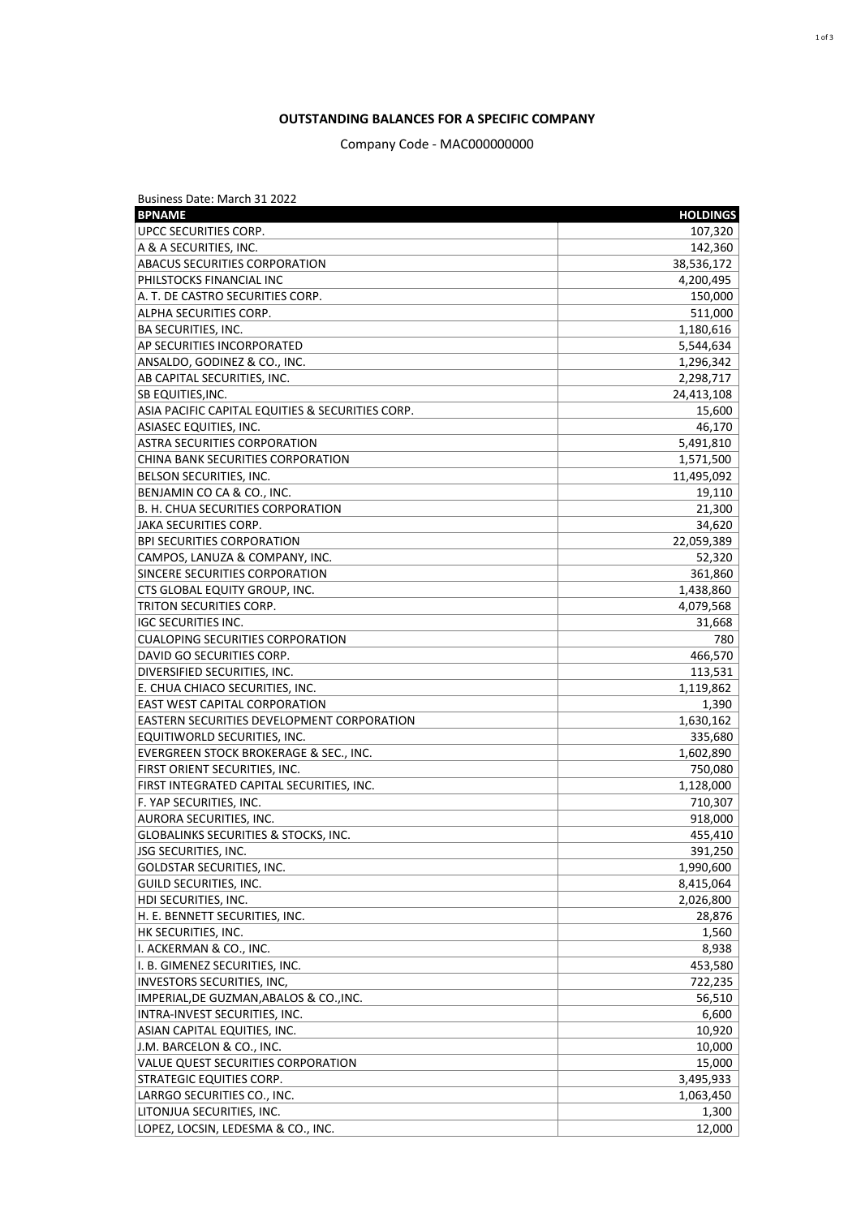**OUTSTANDING BALANCES FOR A SPECIFIC COMPANY**

Company Code - MAC000000000

Business Date: March 31 2022

| BPNAME | HOLDINGS |
|---|---:|
| UPCC SECURITIES CORP. | 107,320 |
| A & A SECURITIES, INC. | 142,360 |
| ABACUS SECURITIES CORPORATION | 38,536,172 |
| PHILSTOCKS FINANCIAL INC | 4,200,495 |
| A. T. DE CASTRO SECURITIES CORP. | 150,000 |
| ALPHA SECURITIES CORP. | 511,000 |
| BA SECURITIES, INC. | 1,180,616 |
| AP SECURITIES INCORPORATED | 5,544,634 |
| ANSALDO, GODINEZ & CO., INC. | 1,296,342 |
| AB CAPITAL SECURITIES, INC. | 2,298,717 |
| SB EQUITIES,INC. | 24,413,108 |
| ASIA PACIFIC CAPITAL EQUITIES & SECURITIES CORP. | 15,600 |
| ASIASEC EQUITIES, INC. | 46,170 |
| ASTRA SECURITIES CORPORATION | 5,491,810 |
| CHINA BANK SECURITIES CORPORATION | 1,571,500 |
| BELSON SECURITIES, INC. | 11,495,092 |
| BENJAMIN CO CA & CO., INC. | 19,110 |
| B. H. CHUA SECURITIES CORPORATION | 21,300 |
| JAKA SECURITIES CORP. | 34,620 |
| BPI SECURITIES CORPORATION | 22,059,389 |
| CAMPOS, LANUZA & COMPANY, INC. | 52,320 |
| SINCERE SECURITIES CORPORATION | 361,860 |
| CTS GLOBAL EQUITY GROUP, INC. | 1,438,860 |
| TRITON SECURITIES CORP. | 4,079,568 |
| IGC SECURITIES INC. | 31,668 |
| CUALOPING SECURITIES CORPORATION | 780 |
| DAVID GO SECURITIES CORP. | 466,570 |
| DIVERSIFIED SECURITIES, INC. | 113,531 |
| E. CHUA CHIACO SECURITIES, INC. | 1,119,862 |
| EAST WEST CAPITAL CORPORATION | 1,390 |
| EASTERN SECURITIES DEVELOPMENT CORPORATION | 1,630,162 |
| EQUITIWORLD SECURITIES, INC. | 335,680 |
| EVERGREEN STOCK BROKERAGE & SEC., INC. | 1,602,890 |
| FIRST ORIENT SECURITIES, INC. | 750,080 |
| FIRST INTEGRATED CAPITAL SECURITIES, INC. | 1,128,000 |
| F. YAP SECURITIES, INC. | 710,307 |
| AURORA SECURITIES, INC. | 918,000 |
| GLOBALINKS SECURITIES & STOCKS, INC. | 455,410 |
| JSG SECURITIES, INC. | 391,250 |
| GOLDSTAR SECURITIES, INC. | 1,990,600 |
| GUILD SECURITIES, INC. | 8,415,064 |
| HDI SECURITIES, INC. | 2,026,800 |
| H. E. BENNETT SECURITIES, INC. | 28,876 |
| HK SECURITIES, INC. | 1,560 |
| I. ACKERMAN & CO., INC. | 8,938 |
| I. B. GIMENEZ SECURITIES, INC. | 453,580 |
| INVESTORS SECURITIES, INC, | 722,235 |
| IMPERIAL,DE GUZMAN,ABALOS & CO.,INC. | 56,510 |
| INTRA-INVEST SECURITIES, INC. | 6,600 |
| ASIAN CAPITAL EQUITIES, INC. | 10,920 |
| J.M. BARCELON & CO., INC. | 10,000 |
| VALUE QUEST SECURITIES CORPORATION | 15,000 |
| STRATEGIC EQUITIES CORP. | 3,495,933 |
| LARRGO SECURITIES CO., INC. | 1,063,450 |
| LITONJUA SECURITIES, INC. | 1,300 |
| LOPEZ, LOCSIN, LEDESMA & CO., INC. | 12,000 |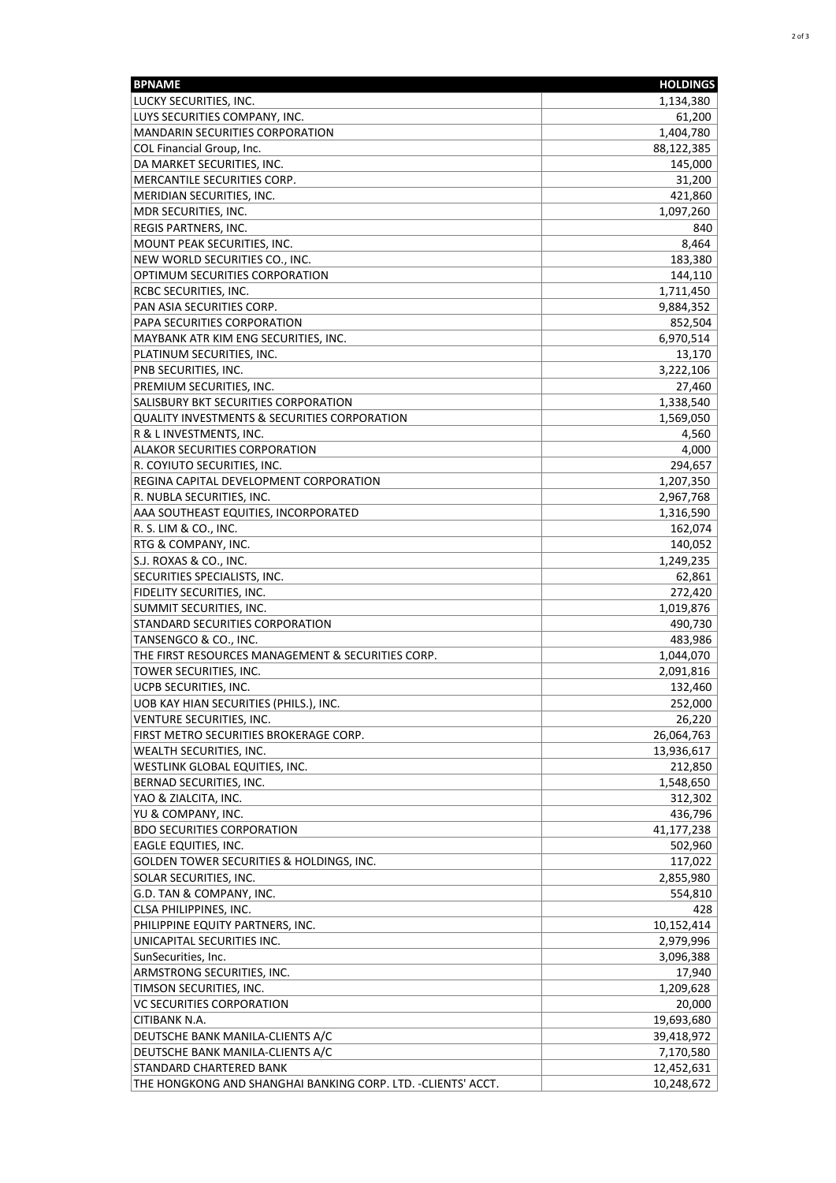| BPNAME | HOLDINGS |
|---|---|
| LUCKY SECURITIES, INC. | 1,134,380 |
| LUYS SECURITIES COMPANY, INC. | 61,200 |
| MANDARIN SECURITIES CORPORATION | 1,404,780 |
| COL Financial Group, Inc. | 88,122,385 |
| DA MARKET SECURITIES, INC. | 145,000 |
| MERCANTILE SECURITIES CORP. | 31,200 |
| MERIDIAN SECURITIES, INC. | 421,860 |
| MDR SECURITIES, INC. | 1,097,260 |
| REGIS PARTNERS, INC. | 840 |
| MOUNT PEAK SECURITIES, INC. | 8,464 |
| NEW WORLD SECURITIES CO., INC. | 183,380 |
| OPTIMUM SECURITIES CORPORATION | 144,110 |
| RCBC SECURITIES, INC. | 1,711,450 |
| PAN ASIA SECURITIES CORP. | 9,884,352 |
| PAPA SECURITIES CORPORATION | 852,504 |
| MAYBANK ATR KIM ENG SECURITIES, INC. | 6,970,514 |
| PLATINUM SECURITIES, INC. | 13,170 |
| PNB SECURITIES, INC. | 3,222,106 |
| PREMIUM SECURITIES, INC. | 27,460 |
| SALISBURY BKT SECURITIES CORPORATION | 1,338,540 |
| QUALITY INVESTMENTS & SECURITIES CORPORATION | 1,569,050 |
| R & L INVESTMENTS, INC. | 4,560 |
| ALAKOR SECURITIES CORPORATION | 4,000 |
| R. COYIUTO SECURITIES, INC. | 294,657 |
| REGINA CAPITAL DEVELOPMENT CORPORATION | 1,207,350 |
| R. NUBLA SECURITIES, INC. | 2,967,768 |
| AAA SOUTHEAST EQUITIES, INCORPORATED | 1,316,590 |
| R. S. LIM & CO., INC. | 162,074 |
| RTG & COMPANY, INC. | 140,052 |
| S.J. ROXAS & CO., INC. | 1,249,235 |
| SECURITIES SPECIALISTS, INC. | 62,861 |
| FIDELITY SECURITIES, INC. | 272,420 |
| SUMMIT SECURITIES, INC. | 1,019,876 |
| STANDARD SECURITIES CORPORATION | 490,730 |
| TANSENGCO & CO., INC. | 483,986 |
| THE FIRST RESOURCES MANAGEMENT & SECURITIES CORP. | 1,044,070 |
| TOWER SECURITIES, INC. | 2,091,816 |
| UCPB SECURITIES, INC. | 132,460 |
| UOB KAY HIAN SECURITIES (PHILS.), INC. | 252,000 |
| VENTURE SECURITIES, INC. | 26,220 |
| FIRST METRO SECURITIES BROKERAGE CORP. | 26,064,763 |
| WEALTH SECURITIES, INC. | 13,936,617 |
| WESTLINK GLOBAL EQUITIES, INC. | 212,850 |
| BERNAD SECURITIES, INC. | 1,548,650 |
| YAO & ZIALCITA, INC. | 312,302 |
| YU & COMPANY, INC. | 436,796 |
| BDO SECURITIES CORPORATION | 41,177,238 |
| EAGLE EQUITIES, INC. | 502,960 |
| GOLDEN TOWER SECURITIES & HOLDINGS, INC. | 117,022 |
| SOLAR SECURITIES, INC. | 2,855,980 |
| G.D. TAN & COMPANY, INC. | 554,810 |
| CLSA PHILIPPINES, INC. | 428 |
| PHILIPPINE EQUITY PARTNERS, INC. | 10,152,414 |
| UNICAPITAL SECURITIES INC. | 2,979,996 |
| SunSecurities, Inc. | 3,096,388 |
| ARMSTRONG SECURITIES, INC. | 17,940 |
| TIMSON SECURITIES, INC. | 1,209,628 |
| VC SECURITIES CORPORATION | 20,000 |
| CITIBANK N.A. | 19,693,680 |
| DEUTSCHE BANK MANILA-CLIENTS A/C | 39,418,972 |
| DEUTSCHE BANK MANILA-CLIENTS A/C | 7,170,580 |
| STANDARD CHARTERED BANK | 12,452,631 |
| THE HONGKONG AND SHANGHAI BANKING CORP. LTD. -CLIENTS' ACCT. | 10,248,672 |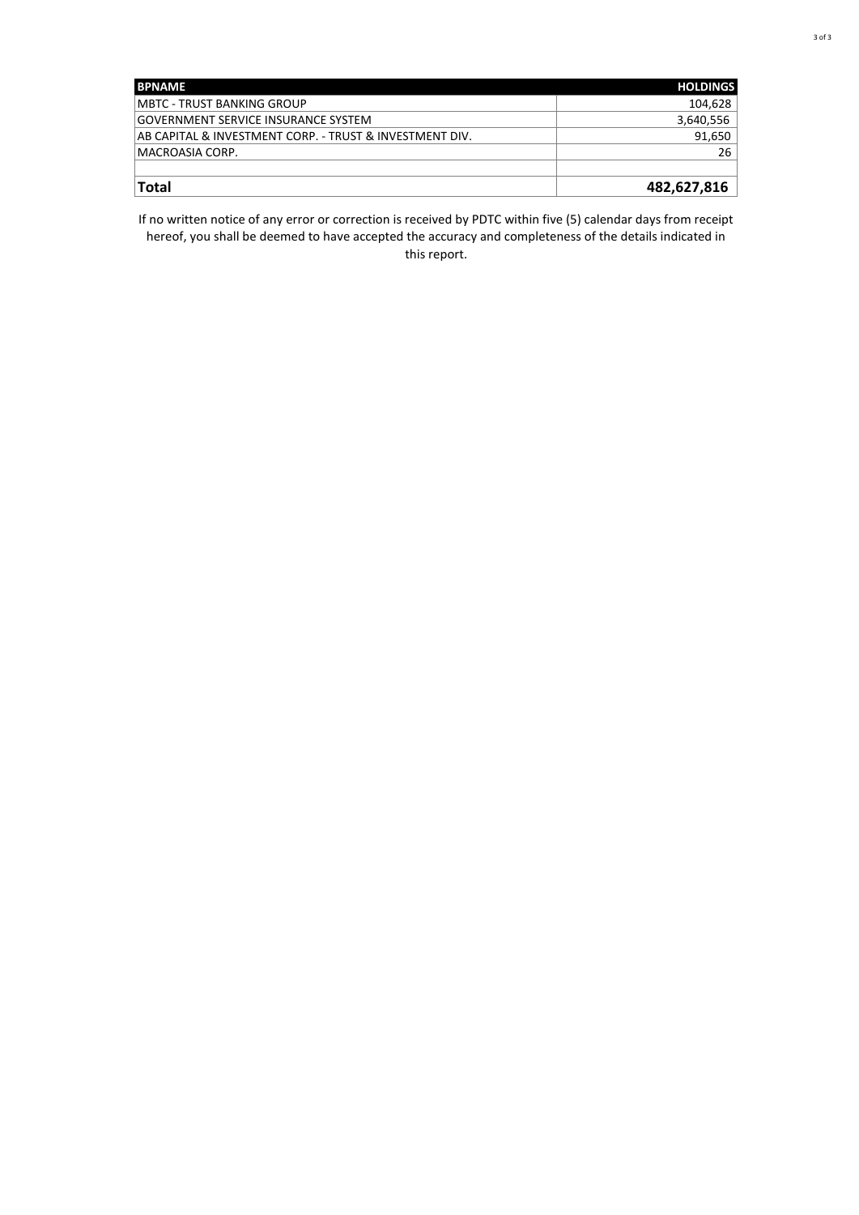| BPNAME | HOLDINGS |
|---|---|
| MBTC - TRUST BANKING GROUP | 104,628 |
| GOVERNMENT SERVICE INSURANCE SYSTEM | 3,640,556 |
| AB CAPITAL & INVESTMENT CORP. - TRUST & INVESTMENT DIV. | 91,650 |
| MACROASIA CORP. | 26 |
| | |
| **Total** | **482,627,816** |

If no written notice of any error or correction is received by PDTC within five (5) calendar days from receipt hereof, you shall be deemed to have accepted the accuracy and completeness of the details indicated in this report.